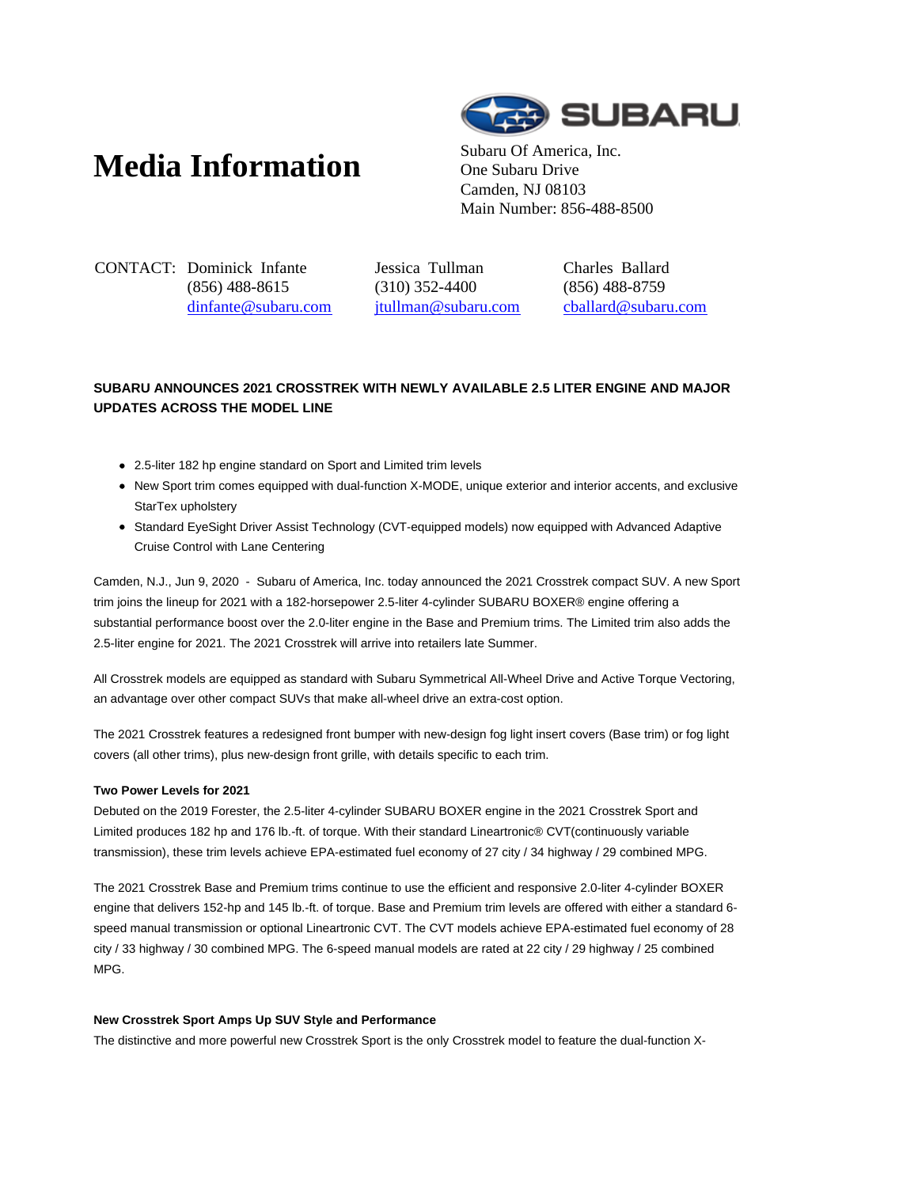# Media Information

SUBARU

Subaru Of America, Inc.
One Subaru Drive
Camden, NJ 08103
Main Number: 856-488-8500

CONTACT: Dominick Infante
(856) 488-8615
dinfante@subaru.com

Jessica Tullman
(310) 352-4400
jtullman@subaru.com

Charles Ballard
(856) 488-8759
cballard@subaru.com

**SUBARU ANNOUNCES 2021 CROSSTREK WITH NEWLY AVAILABLE 2.5 LITER ENGINE AND MAJOR UPDATES ACROSS THE MODEL LINE**

- 2.5-liter 182 hp engine standard on Sport and Limited trim levels
- New Sport trim comes equipped with dual-function X-MODE, unique exterior and interior accents, and exclusive StarTex upholstery
- Standard EyeSight Driver Assist Technology (CVT-equipped models) now equipped with Advanced Adaptive Cruise Control with Lane Centering

Camden, N.J., Jun 9, 2020 - Subaru of America, Inc. today announced the 2021 Crosstrek compact SUV. A new Sport trim joins the lineup for 2021 with a 182-horsepower 2.5-liter 4-cylinder SUBARU BOXER® engine offering a substantial performance boost over the 2.0-liter engine in the Base and Premium trims. The Limited trim also adds the 2.5-liter engine for 2021. The 2021 Crosstrek will arrive into retailers late Summer.

All Crosstrek models are equipped as standard with Subaru Symmetrical All-Wheel Drive and Active Torque Vectoring, an advantage over other compact SUVs that make all-wheel drive an extra-cost option.

The 2021 Crosstrek features a redesigned front bumper with new-design fog light insert covers (Base trim) or fog light covers (all other trims), plus new-design front grille, with details specific to each trim.

**Two Power Levels for 2021**

Debuted on the 2019 Forester, the 2.5-liter 4-cylinder SUBARU BOXER engine in the 2021 Crosstrek Sport and Limited produces 182 hp and 176 lb.-ft. of torque. With their standard Lineartronic® CVT(continuously variable transmission), these trim levels achieve EPA-estimated fuel economy of 27 city / 34 highway / 29 combined MPG.

The 2021 Crosstrek Base and Premium trims continue to use the efficient and responsive 2.0-liter 4-cylinder BOXER engine that delivers 152-hp and 145 lb.-ft. of torque. Base and Premium trim levels are offered with either a standard 6-speed manual transmission or optional Lineartronic CVT. The CVT models achieve EPA-estimated fuel economy of 28 city / 33 highway / 30 combined MPG. The 6-speed manual models are rated at 22 city / 29 highway / 25 combined MPG.

**New Crosstrek Sport Amps Up SUV Style and Performance**

The distinctive and more powerful new Crosstrek Sport is the only Crosstrek model to feature the dual-function X-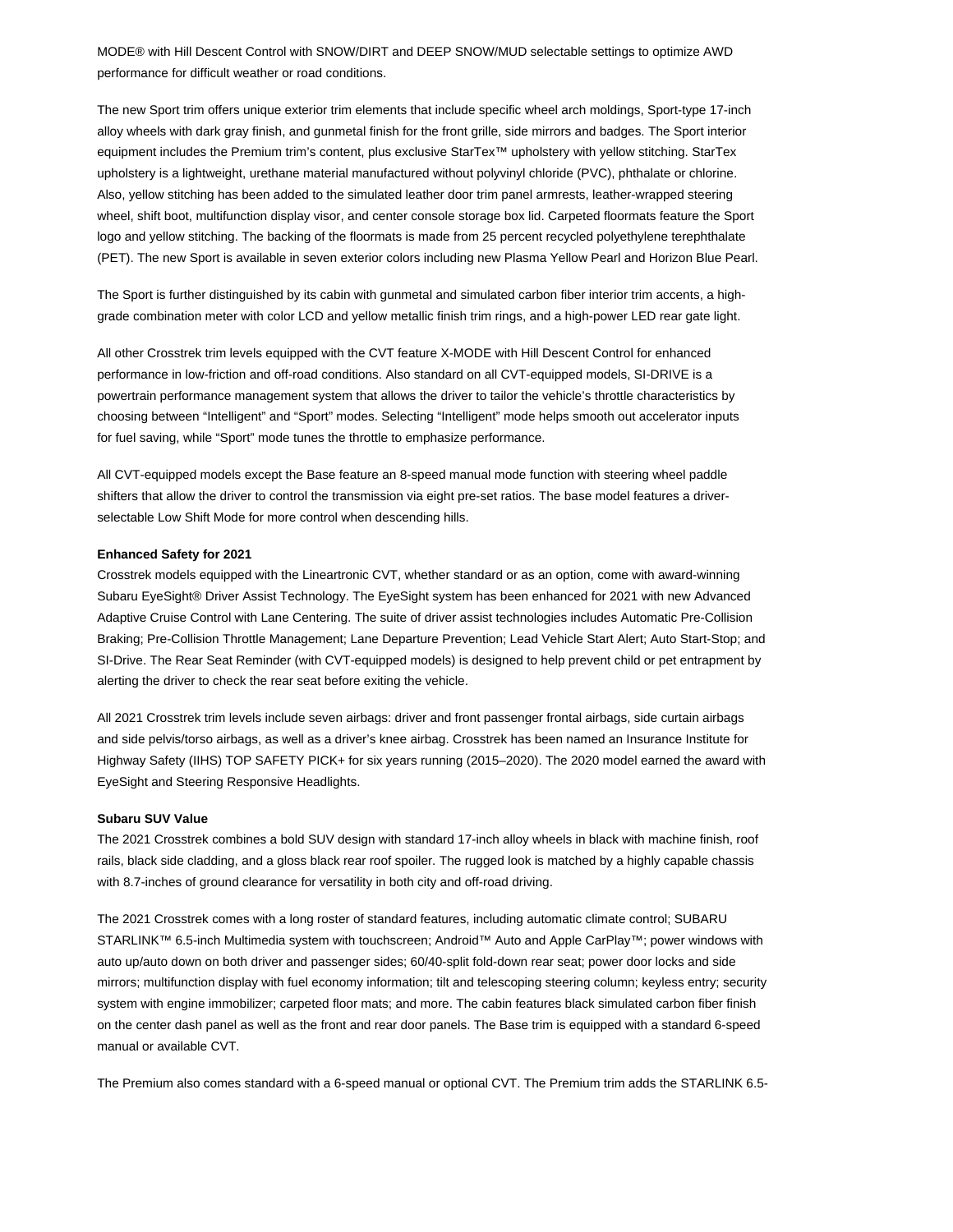MODE® with Hill Descent Control with SNOW/DIRT and DEEP SNOW/MUD selectable settings to optimize AWD performance for difficult weather or road conditions.

The new Sport trim offers unique exterior trim elements that include specific wheel arch moldings, Sport-type 17-inch alloy wheels with dark gray finish, and gunmetal finish for the front grille, side mirrors and badges. The Sport interior equipment includes the Premium trim's content, plus exclusive StarTex™ upholstery with yellow stitching. StarTex upholstery is a lightweight, urethane material manufactured without polyvinyl chloride (PVC), phthalate or chlorine. Also, yellow stitching has been added to the simulated leather door trim panel armrests, leather-wrapped steering wheel, shift boot, multifunction display visor, and center console storage box lid. Carpeted floormats feature the Sport logo and yellow stitching. The backing of the floormats is made from 25 percent recycled polyethylene terephthalate (PET). The new Sport is available in seven exterior colors including new Plasma Yellow Pearl and Horizon Blue Pearl.

The Sport is further distinguished by its cabin with gunmetal and simulated carbon fiber interior trim accents, a high-grade combination meter with color LCD and yellow metallic finish trim rings, and a high-power LED rear gate light.

All other Crosstrek trim levels equipped with the CVT feature X-MODE with Hill Descent Control for enhanced performance in low-friction and off-road conditions. Also standard on all CVT-equipped models, SI-DRIVE is a powertrain performance management system that allows the driver to tailor the vehicle's throttle characteristics by choosing between "Intelligent" and "Sport" modes. Selecting "Intelligent" mode helps smooth out accelerator inputs for fuel saving, while "Sport" mode tunes the throttle to emphasize performance.

All CVT-equipped models except the Base feature an 8-speed manual mode function with steering wheel paddle shifters that allow the driver to control the transmission via eight pre-set ratios. The base model features a driver-selectable Low Shift Mode for more control when descending hills.

**Enhanced Safety for 2021**

Crosstrek models equipped with the Lineartronic CVT, whether standard or as an option, come with award-winning Subaru EyeSight® Driver Assist Technology. The EyeSight system has been enhanced for 2021 with new Advanced Adaptive Cruise Control with Lane Centering. The suite of driver assist technologies includes Automatic Pre-Collision Braking; Pre-Collision Throttle Management; Lane Departure Prevention; Lead Vehicle Start Alert; Auto Start-Stop; and SI-Drive. The Rear Seat Reminder (with CVT-equipped models) is designed to help prevent child or pet entrapment by alerting the driver to check the rear seat before exiting the vehicle.

All 2021 Crosstrek trim levels include seven airbags: driver and front passenger frontal airbags, side curtain airbags and side pelvis/torso airbags, as well as a driver's knee airbag. Crosstrek has been named an Insurance Institute for Highway Safety (IIHS) TOP SAFETY PICK+ for six years running (2015–2020). The 2020 model earned the award with EyeSight and Steering Responsive Headlights.

**Subaru SUV Value**

The 2021 Crosstrek combines a bold SUV design with standard 17-inch alloy wheels in black with machine finish, roof rails, black side cladding, and a gloss black rear roof spoiler. The rugged look is matched by a highly capable chassis with 8.7-inches of ground clearance for versatility in both city and off-road driving.

The 2021 Crosstrek comes with a long roster of standard features, including automatic climate control; SUBARU STARLINK™ 6.5-inch Multimedia system with touchscreen; Android™ Auto and Apple CarPlay™; power windows with auto up/auto down on both driver and passenger sides; 60/40-split fold-down rear seat; power door locks and side mirrors; multifunction display with fuel economy information; tilt and telescoping steering column; keyless entry; security system with engine immobilizer; carpeted floor mats; and more. The cabin features black simulated carbon fiber finish on the center dash panel as well as the front and rear door panels. The Base trim is equipped with a standard 6-speed manual or available CVT.

The Premium also comes standard with a 6-speed manual or optional CVT. The Premium trim adds the STARLINK 6.5-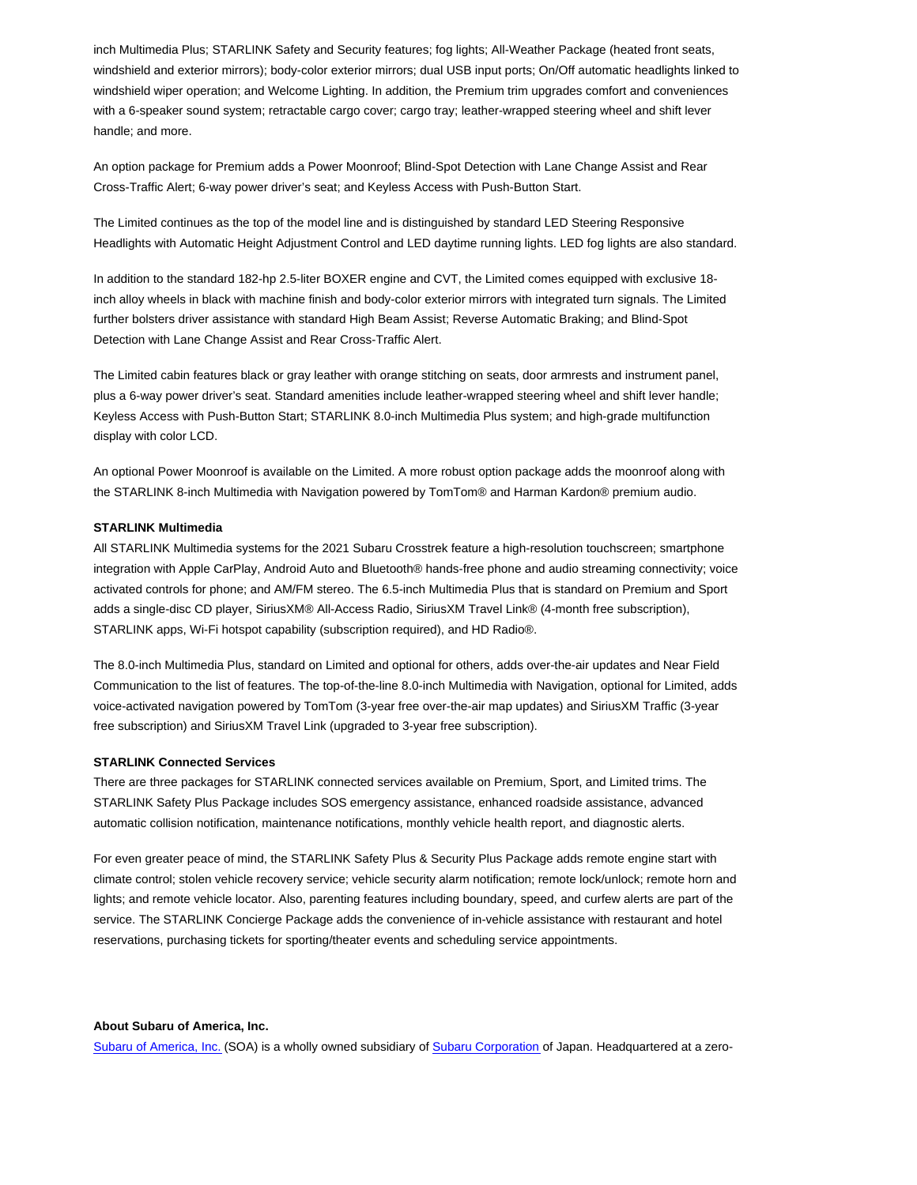inch Multimedia Plus; STARLINK Safety and Security features; fog lights; All-Weather Package (heated front seats, windshield and exterior mirrors); body-color exterior mirrors; dual USB input ports; On/Off automatic headlights linked to windshield wiper operation; and Welcome Lighting. In addition, the Premium trim upgrades comfort and conveniences with a 6-speaker sound system; retractable cargo cover; cargo tray; leather-wrapped steering wheel and shift lever handle; and more.

An option package for Premium adds a Power Moonroof; Blind-Spot Detection with Lane Change Assist and Rear Cross-Traffic Alert; 6-way power driver's seat; and Keyless Access with Push-Button Start.

The Limited continues as the top of the model line and is distinguished by standard LED Steering Responsive Headlights with Automatic Height Adjustment Control and LED daytime running lights. LED fog lights are also standard.

In addition to the standard 182-hp 2.5-liter BOXER engine and CVT, the Limited comes equipped with exclusive 18-inch alloy wheels in black with machine finish and body-color exterior mirrors with integrated turn signals. The Limited further bolsters driver assistance with standard High Beam Assist; Reverse Automatic Braking; and Blind-Spot Detection with Lane Change Assist and Rear Cross-Traffic Alert.

The Limited cabin features black or gray leather with orange stitching on seats, door armrests and instrument panel, plus a 6-way power driver's seat. Standard amenities include leather-wrapped steering wheel and shift lever handle; Keyless Access with Push-Button Start; STARLINK 8.0-inch Multimedia Plus system; and high-grade multifunction display with color LCD.

An optional Power Moonroof is available on the Limited. A more robust option package adds the moonroof along with the STARLINK 8-inch Multimedia with Navigation powered by TomTom® and Harman Kardon® premium audio.

**STARLINK Multimedia**

All STARLINK Multimedia systems for the 2021 Subaru Crosstrek feature a high-resolution touchscreen; smartphone integration with Apple CarPlay, Android Auto and Bluetooth® hands-free phone and audio streaming connectivity; voice activated controls for phone; and AM/FM stereo. The 6.5-inch Multimedia Plus that is standard on Premium and Sport adds a single-disc CD player, SiriusXM® All-Access Radio, SiriusXM Travel Link® (4-month free subscription), STARLINK apps, Wi-Fi hotspot capability (subscription required), and HD Radio®.

The 8.0-inch Multimedia Plus, standard on Limited and optional for others, adds over-the-air updates and Near Field Communication to the list of features. The top-of-the-line 8.0-inch Multimedia with Navigation, optional for Limited, adds voice-activated navigation powered by TomTom (3-year free over-the-air map updates) and SiriusXM Traffic (3-year free subscription) and SiriusXM Travel Link (upgraded to 3-year free subscription).

**STARLINK Connected Services**

There are three packages for STARLINK connected services available on Premium, Sport, and Limited trims. The STARLINK Safety Plus Package includes SOS emergency assistance, enhanced roadside assistance, advanced automatic collision notification, maintenance notifications, monthly vehicle health report, and diagnostic alerts.

For even greater peace of mind, the STARLINK Safety Plus & Security Plus Package adds remote engine start with climate control; stolen vehicle recovery service; vehicle security alarm notification; remote lock/unlock; remote horn and lights; and remote vehicle locator. Also, parenting features including boundary, speed, and curfew alerts are part of the service. The STARLINK Concierge Package adds the convenience of in-vehicle assistance with restaurant and hotel reservations, purchasing tickets for sporting/theater events and scheduling service appointments.

**About Subaru of America, Inc.**

Subaru of America, Inc. (SOA) is a wholly owned subsidiary of Subaru Corporation of Japan. Headquartered at a zero-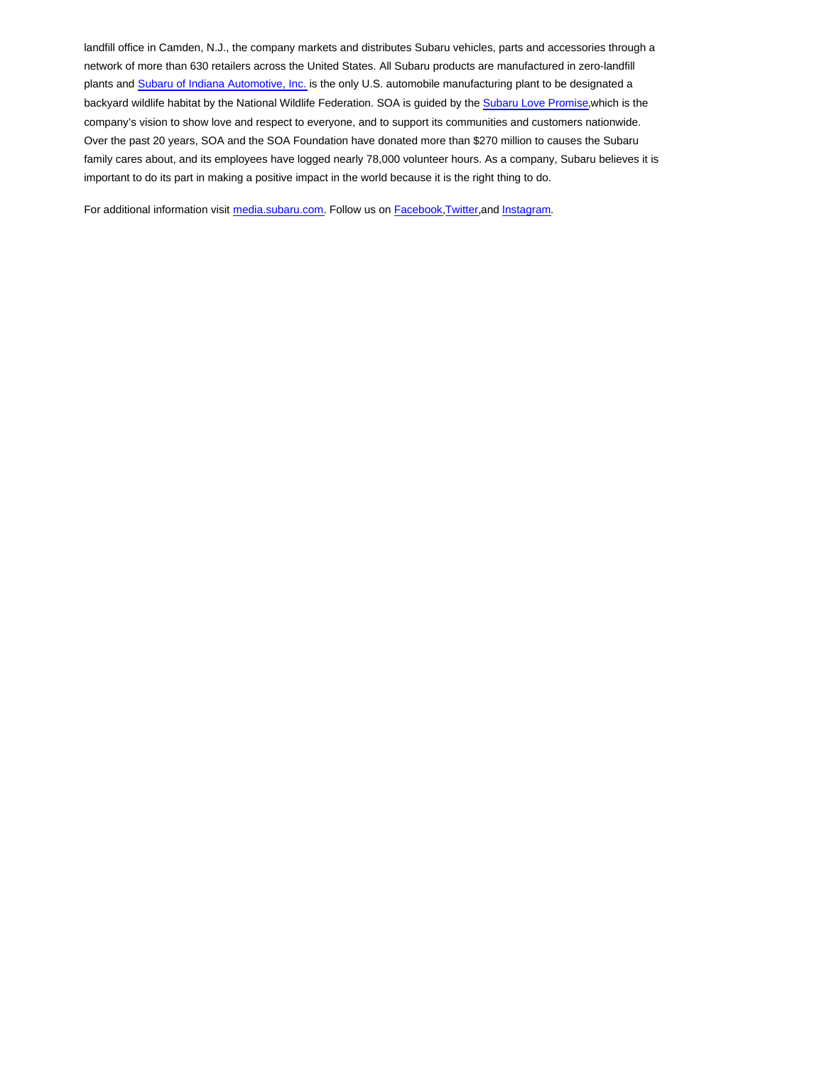landfill office in Camden, N.J., the company markets and distributes Subaru vehicles, parts and accessories through a network of more than 630 retailers across the United States. All Subaru products are manufactured in zero-landfill plants and Subaru of Indiana Automotive, Inc. is the only U.S. automobile manufacturing plant to be designated a backyard wildlife habitat by the National Wildlife Federation. SOA is guided by the Subaru Love Promise,which is the company's vision to show love and respect to everyone, and to support its communities and customers nationwide. Over the past 20 years, SOA and the SOA Foundation have donated more than $270 million to causes the Subaru family cares about, and its employees have logged nearly 78,000 volunteer hours. As a company, Subaru believes it is important to do its part in making a positive impact in the world because it is the right thing to do.

For additional information visit media.subaru.com. Follow us on Facebook,Twitter,and Instagram.